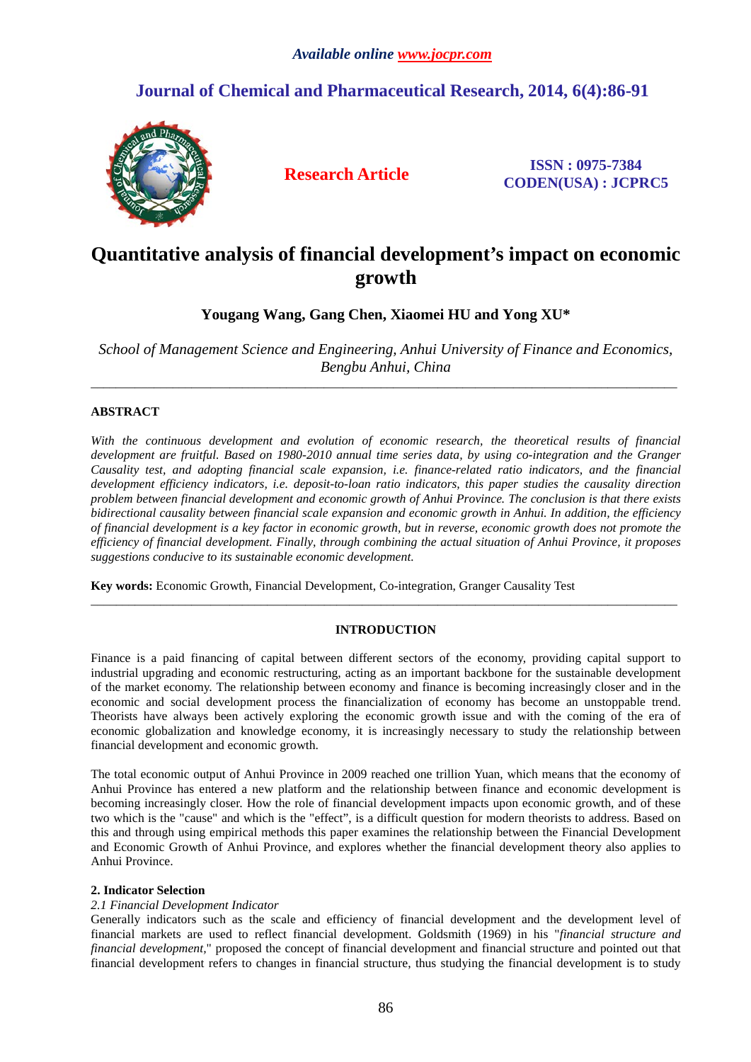*Available online www.jocpr.com*

**Journal of Chemical and Pharmaceutical Research, 2014, 6(4):86-91**

**Research Article**

**ISSN : 0975-7384**
**CODEN(USA) : JCPRC5**

# Quantitative analysis of financial development's impact on economic growth

**Yougang Wang, Gang Chen, Xiaomei HU and Yong XU***

*School of Management Science and Engineering, Anhui University of Finance and Economics, Bengbu Anhui, China*

---

## ABSTRACT

*With the continuous development and evolution of economic research, the theoretical results of financial development are fruitful. Based on 1980-2010 annual time series data, by using co-integration and the Granger Causality test, and adopting financial scale expansion, i.e. finance-related ratio indicators, and the financial development efficiency indicators, i.e. deposit-to-loan ratio indicators, this paper studies the causality direction problem between financial development and economic growth of Anhui Province. The conclusion is that there exists bidirectional causality between financial scale expansion and economic growth in Anhui. In addition, the efficiency of financial development is a key factor in economic growth, but in reverse, economic growth does not promote the efficiency of financial development. Finally, through combining the actual situation of Anhui Province, it proposes suggestions conducive to its sustainable economic development.*

**Key words:** Economic Growth, Financial Development, Co-integration, Granger Causality Test

---

## INTRODUCTION

Finance is a paid financing of capital between different sectors of the economy, providing capital support to industrial upgrading and economic restructuring, acting as an important backbone for the sustainable development of the market economy. The relationship between economy and finance is becoming increasingly closer and in the economic and social development process the financialization of economy has become an unstoppable trend. Theorists have always been actively exploring the economic growth issue and with the coming of the era of economic globalization and knowledge economy, it is increasingly necessary to study the relationship between financial development and economic growth.

The total economic output of Anhui Province in 2009 reached one trillion Yuan, which means that the economy of Anhui Province has entered a new platform and the relationship between finance and economic development is becoming increasingly closer. How the role of financial development impacts upon economic growth, and of these two which is the "cause" and which is the "effect", is a difficult question for modern theorists to address. Based on this and through using empirical methods this paper examines the relationship between the Financial Development and Economic Growth of Anhui Province, and explores whether the financial development theory also applies to Anhui Province.

### 2. Indicator Selection

#### *2.1 Financial Development Indicator*

Generally indicators such as the scale and efficiency of financial development and the development level of financial markets are used to reflect financial development. Goldsmith (1969) in his "*financial structure and financial development*," proposed the concept of financial development and financial structure and pointed out that financial development refers to changes in financial structure, thus studying the financial development is to study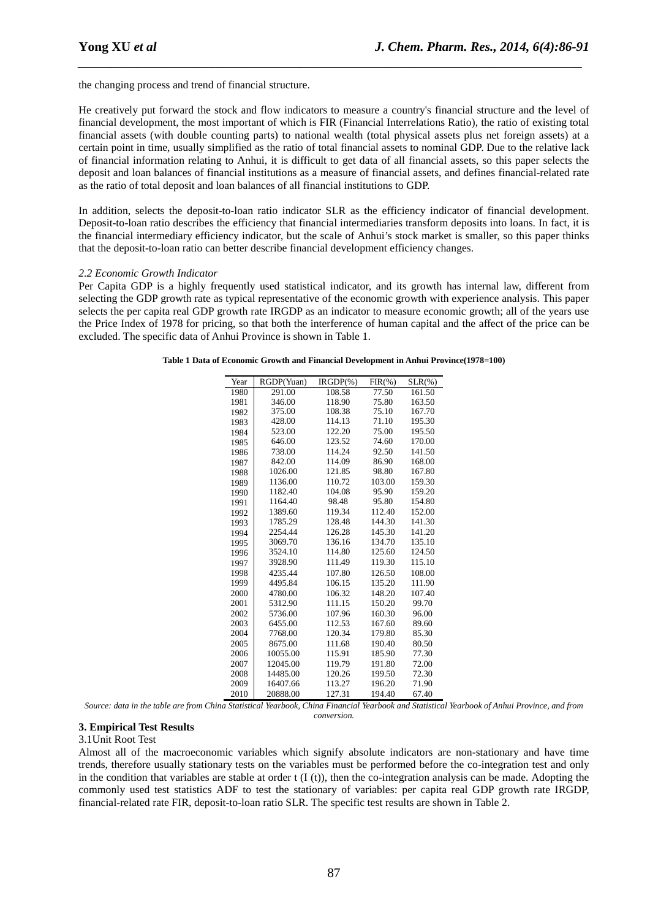the changing process and trend of financial structure.

He creatively put forward the stock and flow indicators to measure a country's financial structure and the level of financial development, the most important of which is FIR (Financial Interrelations Ratio), the ratio of existing total financial assets (with double counting parts) to national wealth (total physical assets plus net foreign assets) at a certain point in time, usually simplified as the ratio of total financial assets to nominal GDP. Due to the relative lack of financial information relating to Anhui, it is difficult to get data of all financial assets, so this paper selects the deposit and loan balances of financial institutions as a measure of financial assets, and defines financial-related rate as the ratio of total deposit and loan balances of all financial institutions to GDP.

In addition, selects the deposit-to-loan ratio indicator SLR as the efficiency indicator of financial development. Deposit-to-loan ratio describes the efficiency that financial intermediaries transform deposits into loans. In fact, it is the financial intermediary efficiency indicator, but the scale of Anhui's stock market is smaller, so this paper thinks that the deposit-to-loan ratio can better describe financial development efficiency changes.

*2.2 Economic Growth Indicator*

Per Capita GDP is a highly frequently used statistical indicator, and its growth has internal law, different from selecting the GDP growth rate as typical representative of the economic growth with experience analysis. This paper selects the per capita real GDP growth rate IRGDP as an indicator to measure economic growth; all of the years use the Price Index of 1978 for pricing, so that both the interference of human capital and the affect of the price can be excluded. The specific data of Anhui Province is shown in Table 1.

**Table 1 Data of Economic Growth and Financial Development in Anhui Province(1978=100)**

| Year | RGDP(Yuan) | IRGDP(%) | FIR(%) | SLR(%) |
|---|---|---|---|---|
| 1980 | 291.00 | 108.58 | 77.50 | 161.50 |
| 1981 | 346.00 | 118.90 | 75.80 | 163.50 |
| 1982 | 375.00 | 108.38 | 75.10 | 167.70 |
| 1983 | 428.00 | 114.13 | 71.10 | 195.30 |
| 1984 | 523.00 | 122.20 | 75.00 | 195.50 |
| 1985 | 646.00 | 123.52 | 74.60 | 170.00 |
| 1986 | 738.00 | 114.24 | 92.50 | 141.50 |
| 1987 | 842.00 | 114.09 | 86.90 | 168.00 |
| 1988 | 1026.00 | 121.85 | 98.80 | 167.80 |
| 1989 | 1136.00 | 110.72 | 103.00 | 159.30 |
| 1990 | 1182.40 | 104.08 | 95.90 | 159.20 |
| 1991 | 1164.40 | 98.48 | 95.80 | 154.80 |
| 1992 | 1389.60 | 119.34 | 112.40 | 152.00 |
| 1993 | 1785.29 | 128.48 | 144.30 | 141.30 |
| 1994 | 2254.44 | 126.28 | 145.30 | 141.20 |
| 1995 | 3069.70 | 136.16 | 134.70 | 135.10 |
| 1996 | 3524.10 | 114.80 | 125.60 | 124.50 |
| 1997 | 3928.90 | 111.49 | 119.30 | 115.10 |
| 1998 | 4235.44 | 107.80 | 126.50 | 108.00 |
| 1999 | 4495.84 | 106.15 | 135.20 | 111.90 |
| 2000 | 4780.00 | 106.32 | 148.20 | 107.40 |
| 2001 | 5312.90 | 111.15 | 150.20 | 99.70 |
| 2002 | 5736.00 | 107.96 | 160.30 | 96.00 |
| 2003 | 6455.00 | 112.53 | 167.60 | 89.60 |
| 2004 | 7768.00 | 120.34 | 179.80 | 85.30 |
| 2005 | 8675.00 | 111.68 | 190.40 | 80.50 |
| 2006 | 10055.00 | 115.91 | 185.90 | 77.30 |
| 2007 | 12045.00 | 119.79 | 191.80 | 72.00 |
| 2008 | 14485.00 | 120.26 | 199.50 | 72.30 |
| 2009 | 16407.66 | 113.27 | 196.20 | 71.90 |
| 2010 | 20888.00 | 127.31 | 194.40 | 67.40 |

*Source: data in the table are from China Statistical Yearbook, China Financial Yearbook and Statistical Yearbook of Anhui Province, and from conversion.*

### 3. Empirical Test Results

3.1Unit Root Test

Almost all of the macroeconomic variables which signify absolute indicators are non-stationary and have time trends, therefore usually stationary tests on the variables must be performed before the co-integration test and only in the condition that variables are stable at order t (I (t)), then the co-integration analysis can be made. Adopting the commonly used test statistics ADF to test the stationary of variables: per capita real GDP growth rate IRGDP, financial-related rate FIR, deposit-to-loan ratio SLR. The specific test results are shown in Table 2.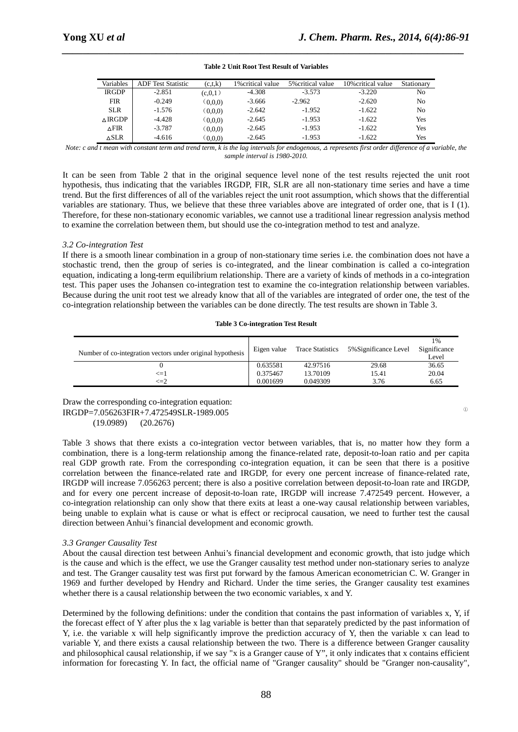**Table 2 Unit Root Test Result of Variables**

| Variables | ADF Test Statistic | (c,t,k) | 1%critical value | 5%critical value | 10%critical value | Stationary |
|---|---|---|---|---|---|---|
| IRGDP | -2.851 | (c,0,1) | -4.308 | -3.573 | -3.220 | No |
| FIR | -0.249 | (0,0,0) | -3.666 | -2.962 | -2.620 | No |
| SLR | -1.576 | (0,0,0) | -2.642 | -1.952 | -1.622 | No |
| ΔIRGDP | -4.428 | (0,0,0) | -2.645 | -1.953 | -1.622 | Yes |
| ΔFIR | -3.787 | (0,0,0) | -2.645 | -1.953 | -1.622 | Yes |
| ΔSLR | -4.616 | (0,0,0) | -2.645 | -1.953 | -1.622 | Yes |

*Note: c and t mean with constant term and trend term, k is the lag intervals for endogenous, Δ represents first order difference of a variable, the sample interval is 1980-2010.*

It can be seen from Table 2 that in the original sequence level none of the test results rejected the unit root hypothesis, thus indicating that the variables IRGDP, FIR, SLR are all non-stationary time series and have a time trend. But the first differences of all of the variables reject the unit root assumption, which shows that the differential variables are stationary. Thus, we believe that these three variables above are integrated of order one, that is I (1). Therefore, for these non-stationary economic variables, we cannot use a traditional linear regression analysis method to examine the correlation between them, but should use the co-integration method to test and analyze.

### *3.2 Co-integration Test*

If there is a smooth linear combination in a group of non-stationary time series i.e. the combination does not have a stochastic trend, then the group of series is co-integrated, and the linear combination is called a co-integration equation, indicating a long-term equilibrium relationship. There are a variety of kinds of methods in a co-integration test. This paper uses the Johansen co-integration test to examine the co-integration relationship between variables. Because during the unit root test we already know that all of the variables are integrated of order one, the test of the co-integration relationship between the variables can be done directly. The test results are shown in Table 3.

**Table 3 Co-integration Test Result**

| Number of co-integration vectors under original hypothesis | Eigen value | Trace Statistics | 5%Significance Level | 1% Significance Level |
|---|---|---|---|---|
| 0 | 0.635581 | 42.97516 | 29.68 | 36.65 |
| <=1 | 0.375467 | 13.70109 | 15.41 | 20.04 |
| <=2 | 0.001699 | 0.049309 | 3.76 | 6.65 |

Draw the corresponding co-integration equation:

$$IRGDP=7.056263FIR+7.472549SLR-1989.005 \quad ①$$

(19.0989) (20.2676)

Table 3 shows that there exists a co-integration vector between variables, that is, no matter how they form a combination, there is a long-term relationship among the finance-related rate, deposit-to-loan ratio and per capita real GDP growth rate. From the corresponding co-integration equation, it can be seen that there is a positive correlation between the finance-related rate and IRGDP, for every one percent increase of finance-related rate, IRGDP will increase 7.056263 percent; there is also a positive correlation between deposit-to-loan rate and IRGDP, and for every one percent increase of deposit-to-loan rate, IRGDP will increase 7.472549 percent. However, a co-integration relationship can only show that there exits at least a one-way causal relationship between variables, being unable to explain what is cause or what is effect or reciprocal causation, we need to further test the causal direction between Anhui's financial development and economic growth.

### *3.3 Granger Causality Test*

About the causal direction test between Anhui's financial development and economic growth, that isto judge which is the cause and which is the effect, we use the Granger causality test method under non-stationary series to analyze and test. The Granger causality test was first put forward by the famous American econometrician C. W. Granger in 1969 and further developed by Hendry and Richard. Under the time series, the Granger causality test examines whether there is a causal relationship between the two economic variables, x and Y.

Determined by the following definitions: under the condition that contains the past information of variables x, Y, if the forecast effect of Y after plus the x lag variable is better than that separately predicted by the past information of Y, i.e. the variable x will help significantly improve the prediction accuracy of Y, then the variable x can lead to variable Y, and there exists a causal relationship between the two. There is a difference between Granger causality and philosophical causal relationship, if we say "x is a Granger cause of Y", it only indicates that x contains efficient information for forecasting Y. In fact, the official name of "Granger causality" should be "Granger non-causality",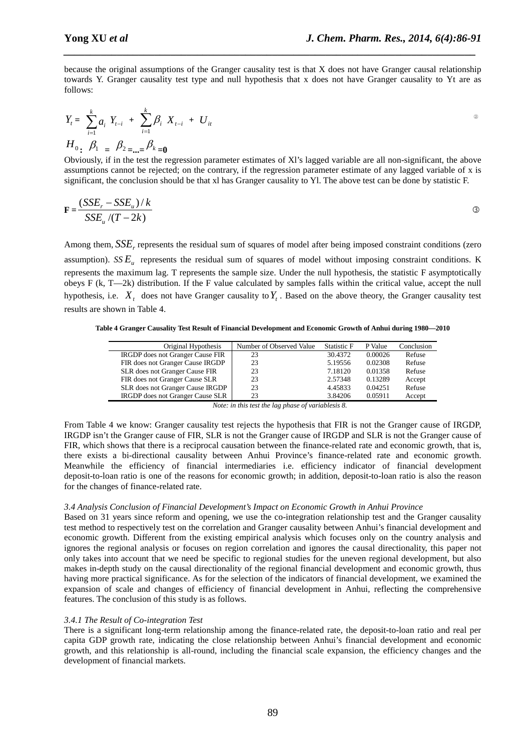because the original assumptions of the Granger causality test is that X does not have Granger causal relationship towards Y. Granger causality test type and null hypothesis that x does not have Granger causality to Yt are as follows:

$$Y_t = \sum_{i=1}^{k} a_i Y_{t-i} + \sum_{i=1}^{k} \beta_i X_{t-i} + U_{it} \qquad ②$$

$$H_0: \beta_1 = \beta_2 = ... = \beta_k = 0$$

Obviously, if in the test the regression parameter estimates of Xl's lagged variable are all non-significant, the above assumptions cannot be rejected; on the contrary, if the regression parameter estimate of any lagged variable of x is significant, the conclusion should be that xl has Granger causality to Yl. The above test can be done by statistic F.

$$F = \frac{(SSE_r - SSE_u)/k}{SSE_u/(T-2k)} \qquad ③$$

Among them, $SSE_r$ represents the residual sum of squares of model after being imposed constraint conditions (zero assumption). $SSE_u$ represents the residual sum of squares of model without imposing constraint conditions. K represents the maximum lag. T represents the sample size. Under the null hypothesis, the statistic F asymptotically obeys F (k, T—2k) distribution. If the F value calculated by samples falls within the critical value, accept the null hypothesis, i.e. $X_t$ does not have Granger causality to $Y_t$. Based on the above theory, the Granger causality test results are shown in Table 4.

**Table 4 Granger Causality Test Result of Financial Development and Economic Growth of Anhui during 1980—2010**

| Original Hypothesis | Number of Observed Value | Statistic F | P Value | Conclusion |
|---|---|---|---|---|
| IRGDP does not Granger Cause FIR | 23 | 30.4372 | 0.00026 | Refuse |
| FIR does not Granger Cause IRGDP | 23 | 5.19556 | 0.02308 | Refuse |
| SLR does not Granger Cause FIR | 23 | 7.18120 | 0.01358 | Refuse |
| FIR does not Granger Cause SLR | 23 | 2.57348 | 0.13289 | Accept |
| SLR does not Granger Cause IRGDP | 23 | 4.45833 | 0.04251 | Refuse |
| IRGDP does not Granger Cause SLR | 23 | 3.84206 | 0.05911 | Accept |

*Note: in this test the lag phase of variablesis 8.*

From Table 4 we know: Granger causality test rejects the hypothesis that FIR is not the Granger cause of IRGDP, IRGDP isn't the Granger cause of FIR, SLR is not the Granger cause of IRGDP and SLR is not the Granger cause of FIR, which shows that there is a reciprocal causation between the finance-related rate and economic growth, that is, there exists a bi-directional causality between Anhui Province's finance-related rate and economic growth. Meanwhile the efficiency of financial intermediaries i.e. efficiency indicator of financial development deposit-to-loan ratio is one of the reasons for economic growth; in addition, deposit-to-loan ratio is also the reason for the changes of finance-related rate.

*3.4 Analysis Conclusion of Financial Development's Impact on Economic Growth in Anhui Province*

Based on 31 years since reform and opening, we use the co-integration relationship test and the Granger causality test method to respectively test on the correlation and Granger causality between Anhui's financial development and economic growth. Different from the existing empirical analysis which focuses only on the country analysis and ignores the regional analysis or focuses on region correlation and ignores the causal directionality, this paper not only takes into account that we need be specific to regional studies for the uneven regional development, but also makes in-depth study on the causal directionality of the regional financial development and economic growth, thus having more practical significance. As for the selection of the indicators of financial development, we examined the expansion of scale and changes of efficiency of financial development in Anhui, reflecting the comprehensive features. The conclusion of this study is as follows.

*3.4.1 The Result of Co-integration Test*

There is a significant long-term relationship among the finance-related rate, the deposit-to-loan ratio and real per capita GDP growth rate, indicating the close relationship between Anhui's financial development and economic growth, and this relationship is all-round, including the financial scale expansion, the efficiency changes and the development of financial markets.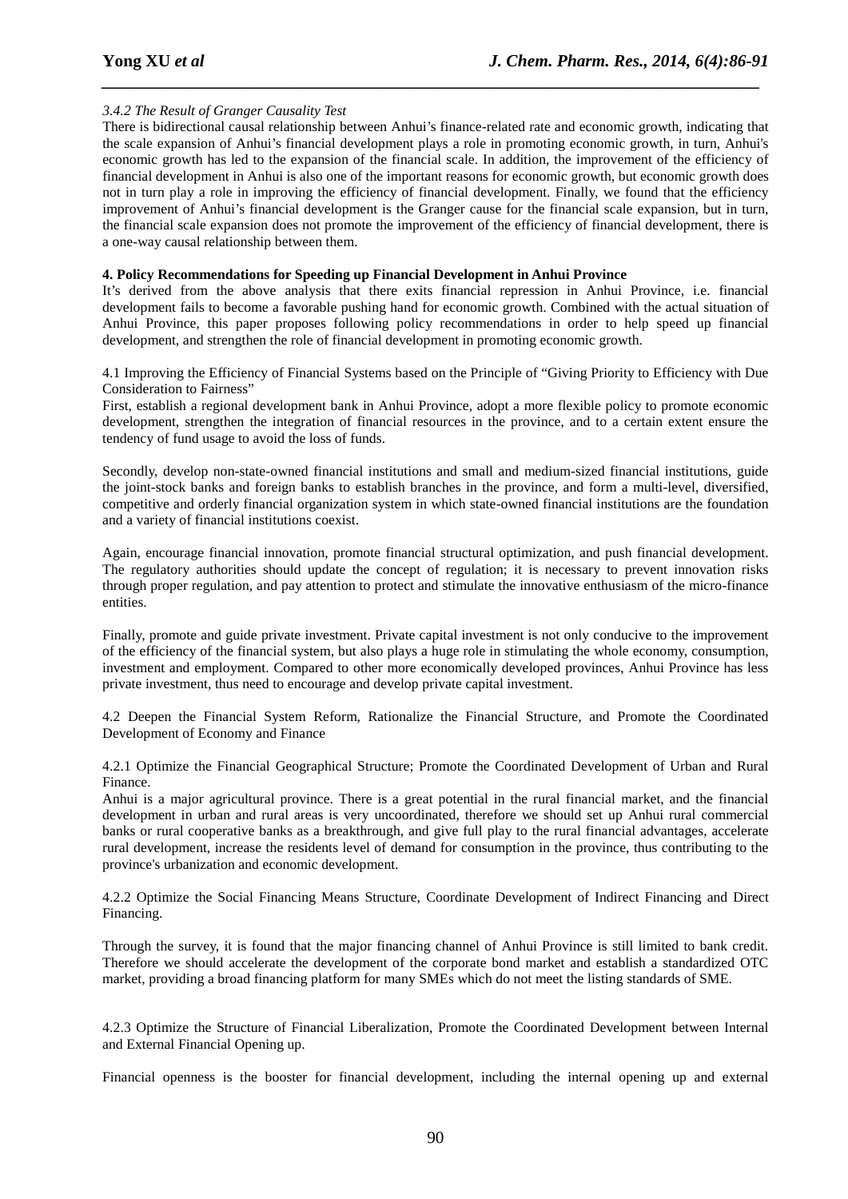*3.4.2 The Result of Granger Causality Test*

There is bidirectional causal relationship between Anhui's finance-related rate and economic growth, indicating that the scale expansion of Anhui's financial development plays a role in promoting economic growth, in turn, Anhui's economic growth has led to the expansion of the financial scale. In addition, the improvement of the efficiency of financial development in Anhui is also one of the important reasons for economic growth, but economic growth does not in turn play a role in improving the efficiency of financial development. Finally, we found that the efficiency improvement of Anhui's financial development is the Granger cause for the financial scale expansion, but in turn, the financial scale expansion does not promote the improvement of the efficiency of financial development, there is a one-way causal relationship between them.

## 4. Policy Recommendations for Speeding up Financial Development in Anhui Province

It's derived from the above analysis that there exits financial repression in Anhui Province, i.e. financial development fails to become a favorable pushing hand for economic growth. Combined with the actual situation of Anhui Province, this paper proposes following policy recommendations in order to help speed up financial development, and strengthen the role of financial development in promoting economic growth.

### 4.1 Improving the Efficiency of Financial Systems based on the Principle of "Giving Priority to Efficiency with Due Consideration to Fairness"

First, establish a regional development bank in Anhui Province, adopt a more flexible policy to promote economic development, strengthen the integration of financial resources in the province, and to a certain extent ensure the tendency of fund usage to avoid the loss of funds.

Secondly, develop non-state-owned financial institutions and small and medium-sized financial institutions, guide the joint-stock banks and foreign banks to establish branches in the province, and form a multi-level, diversified, competitive and orderly financial organization system in which state-owned financial institutions are the foundation and a variety of financial institutions coexist.

Again, encourage financial innovation, promote financial structural optimization, and push financial development. The regulatory authorities should update the concept of regulation; it is necessary to prevent innovation risks through proper regulation, and pay attention to protect and stimulate the innovative enthusiasm of the micro-finance entities.

Finally, promote and guide private investment. Private capital investment is not only conducive to the improvement of the efficiency of the financial system, but also plays a huge role in stimulating the whole economy, consumption, investment and employment. Compared to other more economically developed provinces, Anhui Province has less private investment, thus need to encourage and develop private capital investment.

### 4.2 Deepen the Financial System Reform, Rationalize the Financial Structure, and Promote the Coordinated Development of Economy and Finance

#### 4.2.1 Optimize the Financial Geographical Structure; Promote the Coordinated Development of Urban and Rural Finance.

Anhui is a major agricultural province. There is a great potential in the rural financial market, and the financial development in urban and rural areas is very uncoordinated, therefore we should set up Anhui rural commercial banks or rural cooperative banks as a breakthrough, and give full play to the rural financial advantages, accelerate rural development, increase the residents level of demand for consumption in the province, thus contributing to the province's urbanization and economic development.

#### 4.2.2 Optimize the Social Financing Means Structure, Coordinate Development of Indirect Financing and Direct Financing.

Through the survey, it is found that the major financing channel of Anhui Province is still limited to bank credit. Therefore we should accelerate the development of the corporate bond market and establish a standardized OTC market, providing a broad financing platform for many SMEs which do not meet the listing standards of SME.

#### 4.2.3 Optimize the Structure of Financial Liberalization, Promote the Coordinated Development between Internal and External Financial Opening up.

Financial openness is the booster for financial development, including the internal opening up and external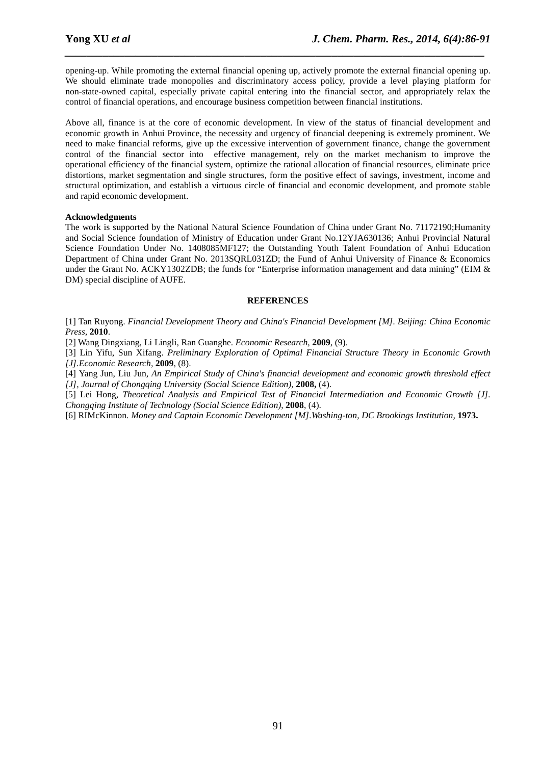opening-up. While promoting the external financial opening up, actively promote the external financial opening up. We should eliminate trade monopolies and discriminatory access policy, provide a level playing platform for non-state-owned capital, especially private capital entering into the financial sector, and appropriately relax the control of financial operations, and encourage business competition between financial institutions.

Above all, finance is at the core of economic development. In view of the status of financial development and economic growth in Anhui Province, the necessity and urgency of financial deepening is extremely prominent. We need to make financial reforms, give up the excessive intervention of government finance, change the government control of the financial sector into effective management, rely on the market mechanism to improve the operational efficiency of the financial system, optimize the rational allocation of financial resources, eliminate price distortions, market segmentation and single structures, form the positive effect of savings, investment, income and structural optimization, and establish a virtuous circle of financial and economic development, and promote stable and rapid economic development.

**Acknowledgments**

The work is supported by the National Natural Science Foundation of China under Grant No. 71172190;Humanity and Social Science foundation of Ministry of Education under Grant No.12YJA630136; Anhui Provincial Natural Science Foundation Under No. 1408085MF127; the Outstanding Youth Talent Foundation of Anhui Education Department of China under Grant No. 2013SQRL031ZD; the Fund of Anhui University of Finance & Economics under the Grant No. ACKY1302ZDB; the funds for "Enterprise information management and data mining" (EIM & DM) special discipline of AUFE.

## REFERENCES

[1] Tan Ruyong. *Financial Development Theory and China's Financial Development [M]. Beijing: China Economic Press*, **2010**.

[2] Wang Dingxiang, Li Lingli, Ran Guanghe. *Economic Research*, **2009**, (9).

[3] Lin Yifu, Sun Xifang. *Preliminary Exploration of Optimal Financial Structure Theory in Economic Growth [J].Economic Research*, **2009**, (8).

[4] Yang Jun, Liu Jun, *An Empirical Study of China's financial development and economic growth threshold effect [J], Journal of Chongqing University (Social Science Edition)*, **2008,** (4).

[5] Lei Hong, *Theoretical Analysis and Empirical Test of Financial Intermediation and Economic Growth [J]. Chongqing Institute of Technology (Social Science Edition)*, **2008**, (4).

[6] RIMcKinnon. *Money and Captain Economic Development [M].Washing-ton, DC Brookings Institution*, **1973.**